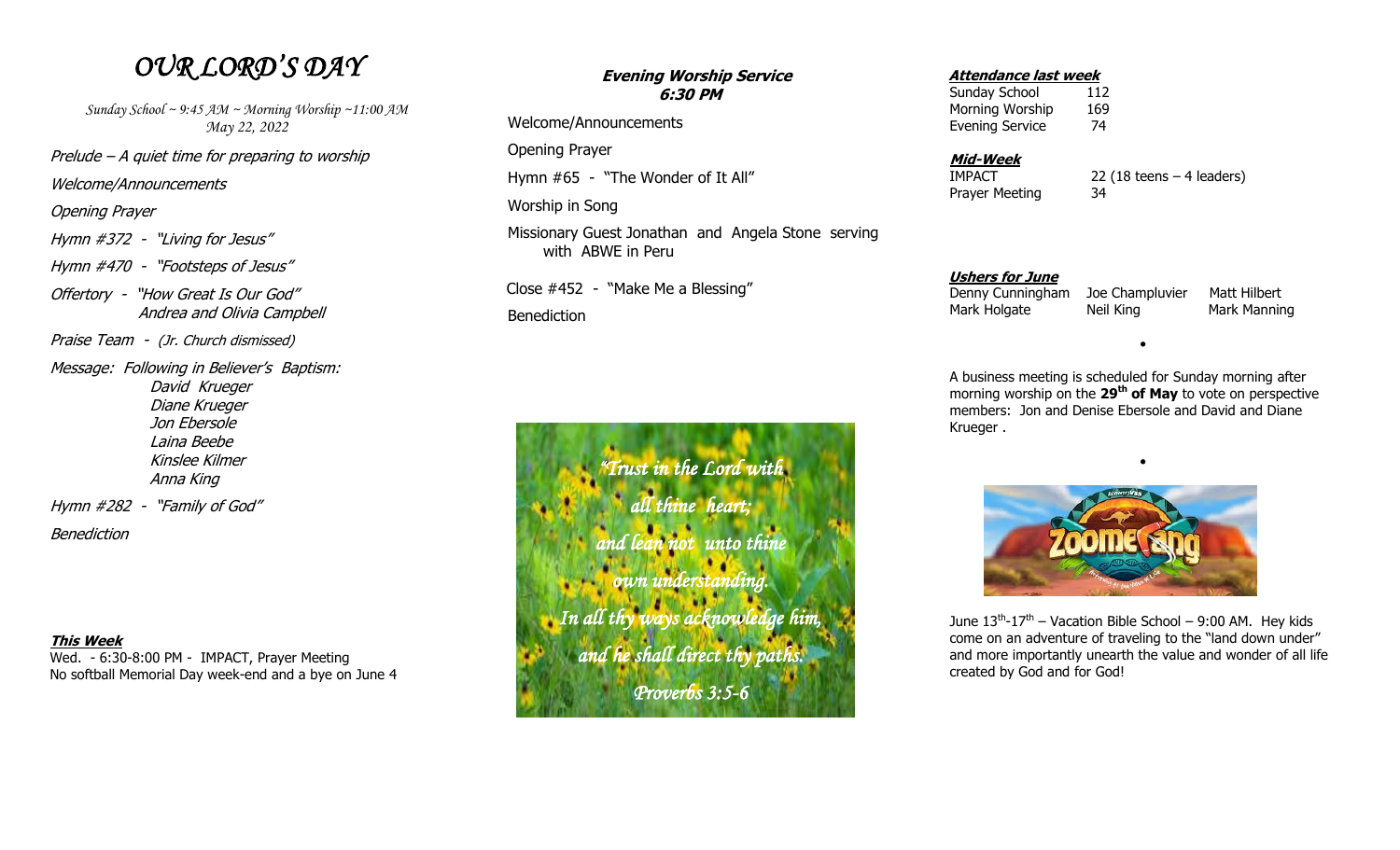# *OUR LORD'S DAY*

*Sunday School ~ 9:45 AM ~ Morning Worship ~11:00 AM*
*May 22, 2022*

*Prelude – A quiet time for preparing to worship*

*Welcome/Announcements*

*Opening Prayer*

*Hymn #372 - "Living for Jesus"*

*Hymn #470 - "Footsteps of Jesus"*

*Offertory - "How Great Is Our God"*
*Andrea and Olivia Campbell*

*Praise Team - (Jr. Church dismissed)*

*Message: Following in Believer's Baptism:*
*David Krueger*
*Diane Krueger*
*Jon Ebersole*
*Laina Beebe*
*Kinslee Kilmer*
*Anna King*

*Hymn #282 - "Family of God"*

*Benediction*

***This Week***

Wed. - 6:30-8:00 PM - IMPACT, Prayer Meeting
No softball Memorial Day week-end and a bye on June 4

***Evening Worship Service***
***6:30 PM***

Welcome/Announcements

Opening Prayer

Hymn #65 - "The Wonder of It All"

Worship in Song

Missionary Guest Jonathan and Angela Stone serving with ABWE in Peru

Close #452 - "Make Me a Blessing"

Benediction

*"Trust in the Lord with all thine heart; and lean not unto thine own understanding. In all thy ways acknowledge him, and he shall direct thy paths.*
*Proverbs 3:5-6*

***Attendance last week***

| | |
|---|---|
| Sunday School | 112 |
| Morning Worship | 169 |
| Evening Service | 74 |

***Mid-Week***

| | |
|---|---|
| IMPACT | 22 (18 teens – 4 leaders) |
| Prayer Meeting | 34 |

***Ushers for June***

| | | |
|---|---|---|
| Denny Cunningham | Joe Champluvier | Matt Hilbert |
| Mark Holgate | Neil King | Mark Manning |

•

A business meeting is scheduled for Sunday morning after morning worship on the **29th of May** to vote on perspective members: Jon and Denise Ebersole and David and Diane Krueger .

•

June 13th-17th – Vacation Bible School – 9:00 AM. Hey kids come on an adventure of traveling to the "land down under" and more importantly unearth the value and wonder of all life created by God and for God!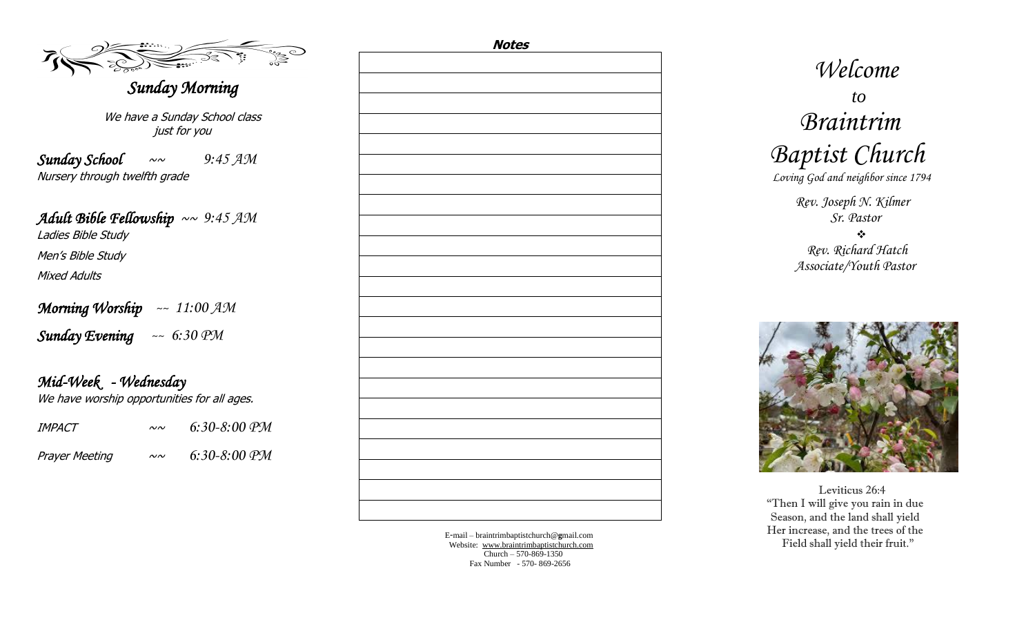## *Sunday Morning*

*We have a Sunday School class just for you*

***Sunday School*** ~~ *9:45 AM*
*Nursery through twelfth grade*

***Adult Bible Fellowship*** ~~ *9:45 AM*
*Ladies Bible Study*
*Men's Bible Study*
*Mixed Adults*

***Morning Worship*** ~~ *11:00 AM*

***Sunday Evening*** ~~ *6:30 PM*

## *Mid-Week - Wednesday*

*We have worship opportunities for all ages.*

*IMPACT* ~~ *6:30-8:00 PM*

*Prayer Meeting* ~~ *6:30-8:00 PM*

**Notes**

E-mail – braintrimbaptistchurch@gmail.com
Website: www.braintrimbaptistchurch.com
Church – 570-869-1350
Fax Number - 570- 869-2656

# *Welcome to Braintrim Baptist Church*

*Loving God and neighbor since 1794*

*Rev. Joseph N. Kilmer*
*Sr. Pastor*

❖

*Rev. Richard Hatch*
*Associate/Youth Pastor*

Leviticus 26:4
"Then I will give you rain in due Season, and the land shall yield Her increase, and the trees of the Field shall yield their fruit."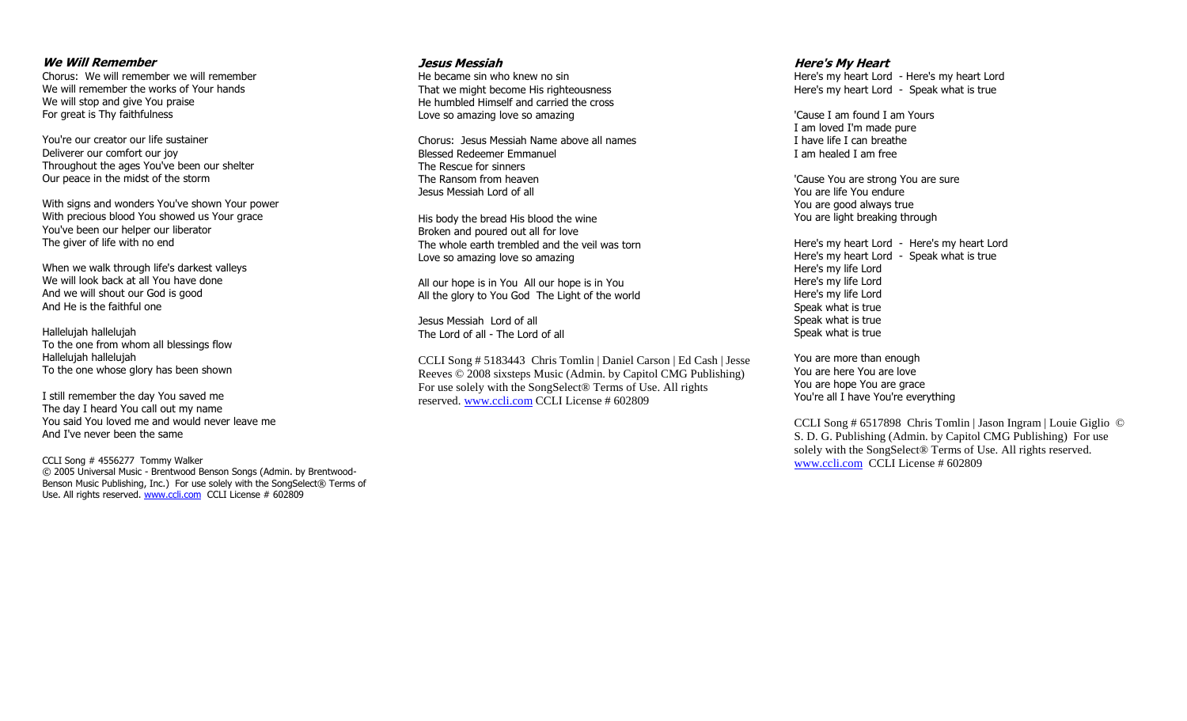### ***We Will Remember***

Chorus: We will remember we will remember
We will remember the works of Your hands
We will stop and give You praise
For great is Thy faithfulness

You're our creator our life sustainer
Deliverer our comfort our joy
Throughout the ages You've been our shelter
Our peace in the midst of the storm

With signs and wonders You've shown Your power
With precious blood You showed us Your grace
You've been our helper our liberator
The giver of life with no end

When we walk through life's darkest valleys
We will look back at all You have done
And we will shout our God is good
And He is the faithful one

Hallelujah hallelujah
To the one from whom all blessings flow
Hallelujah hallelujah
To the one whose glory has been shown

I still remember the day You saved me
The day I heard You call out my name
You said You loved me and would never leave me
And I've never been the same

CCLI Song # 4556277 Tommy Walker
© 2005 Universal Music - Brentwood Benson Songs (Admin. by Brentwood-Benson Music Publishing, Inc.) For use solely with the SongSelect® Terms of Use. All rights reserved. www.ccli.com CCLI License # 602809

### ***Jesus Messiah***

He became sin who knew no sin
That we might become His righteousness
He humbled Himself and carried the cross
Love so amazing love so amazing

Chorus: Jesus Messiah Name above all names
Blessed Redeemer Emmanuel
The Rescue for sinners
The Ransom from heaven
Jesus Messiah Lord of all

His body the bread His blood the wine
Broken and poured out all for love
The whole earth trembled and the veil was torn
Love so amazing love so amazing

All our hope is in You All our hope is in You
All the glory to You God The Light of the world

Jesus Messiah Lord of all
The Lord of all - The Lord of all

CCLI Song # 5183443 Chris Tomlin | Daniel Carson | Ed Cash | Jesse Reeves © 2008 sixsteps Music (Admin. by Capitol CMG Publishing) For use solely with the SongSelect® Terms of Use. All rights reserved. www.ccli.com CCLI License # 602809

### ***Here's My Heart***

Here's my heart Lord - Here's my heart Lord
Here's my heart Lord - Speak what is true

'Cause I am found I am Yours
I am loved I'm made pure
I have life I can breathe
I am healed I am free

'Cause You are strong You are sure
You are life You endure
You are good always true
You are light breaking through

Here's my heart Lord - Here's my heart Lord
Here's my heart Lord - Speak what is true
Here's my life Lord
Here's my life Lord
Here's my life Lord
Speak what is true
Speak what is true
Speak what is true

You are more than enough
You are here You are love
You are hope You are grace
You're all I have You're everything

CCLI Song # 6517898 Chris Tomlin | Jason Ingram | Louie Giglio © S. D. G. Publishing (Admin. by Capitol CMG Publishing) For use solely with the SongSelect® Terms of Use. All rights reserved. www.ccli.com CCLI License # 602809